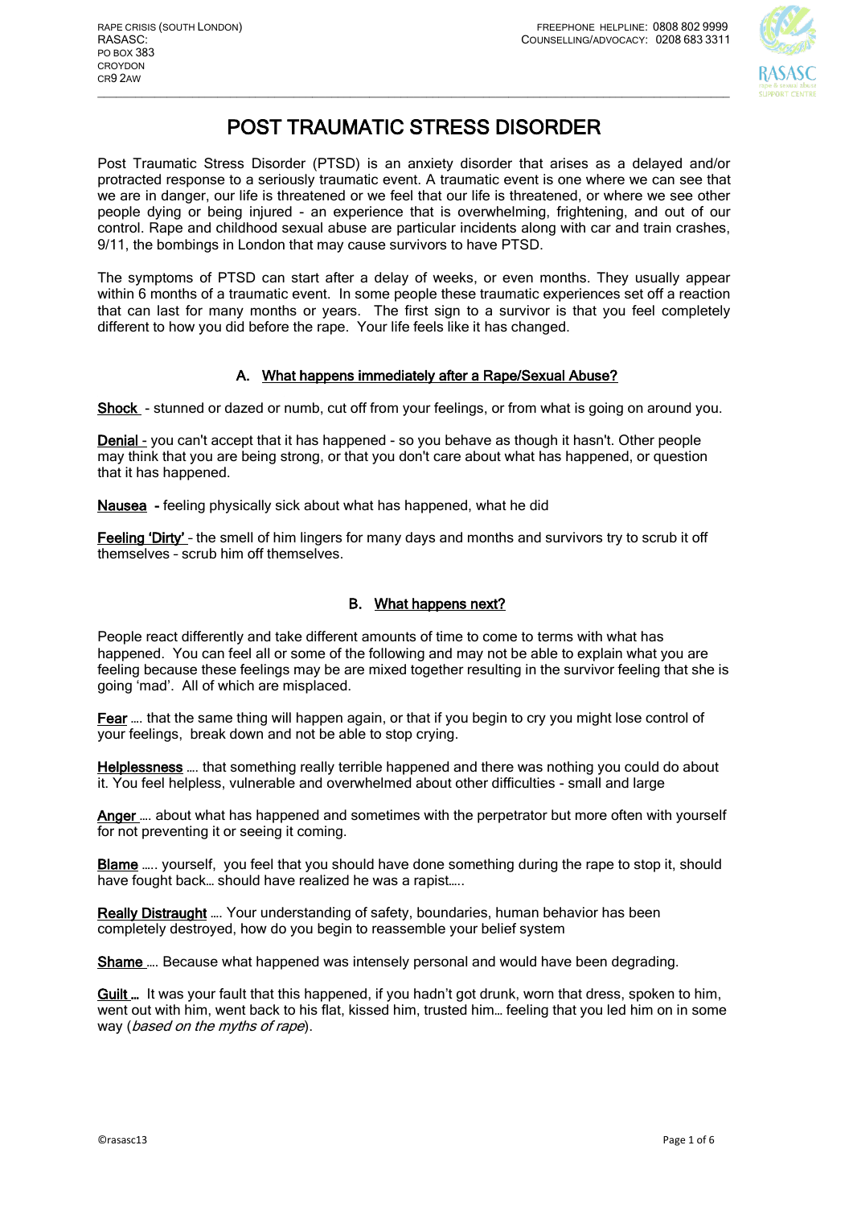RAPE CRISIS (SOUTH LONDON)
RASASC:
PO BOX 383
CROYDON
CR9 2AW

FREEPHONE HELPLINE: 0808 802 9999
COUNSELLING/ADVOCACY: 0208 683 3311

# POST TRAUMATIC STRESS DISORDER

Post Traumatic Stress Disorder (PTSD) is an anxiety disorder that arises as a delayed and/or protracted response to a seriously traumatic event. A traumatic event is one where we can see that we are in danger, our life is threatened or we feel that our life is threatened, or where we see other people dying or being injured - an experience that is overwhelming, frightening, and out of our control. Rape and childhood sexual abuse are particular incidents along with car and train crashes, 9/11, the bombings in London that may cause survivors to have PTSD.

The symptoms of PTSD can start after a delay of weeks, or even months. They usually appear within 6 months of a traumatic event. In some people these traumatic experiences set off a reaction that can last for many months or years. The first sign to a survivor is that you feel completely different to how you did before the rape. Your life feels like it has changed.

## A. What happens immediately after a Rape/Sexual Abuse?

**Shock** - stunned or dazed or numb, cut off from your feelings, or from what is going on around you.

**Denial** - you can't accept that it has happened - so you behave as though it hasn't. Other people may think that you are being strong, or that you don't care about what has happened, or question that it has happened.

**Nausea** - feeling physically sick about what has happened, what he did

**Feeling 'Dirty'** – the smell of him lingers for many days and months and survivors try to scrub it off themselves – scrub him off themselves.

## B. What happens next?

People react differently and take different amounts of time to come to terms with what has happened. You can feel all or some of the following and may not be able to explain what you are feeling because these feelings may be are mixed together resulting in the survivor feeling that she is going 'mad'. All of which are misplaced.

**Fear** …. that the same thing will happen again, or that if you begin to cry you might lose control of your feelings, break down and not be able to stop crying.

**Helplessness** …. that something really terrible happened and there was nothing you could do about it. You feel helpless, vulnerable and overwhelmed about other difficulties - small and large

**Anger** …. about what has happened and sometimes with the perpetrator but more often with yourself for not preventing it or seeing it coming.

**Blame** ….. yourself, you feel that you should have done something during the rape to stop it, should have fought back… should have realized he was a rapist…..

**Really Distraught** …. Your understanding of safety, boundaries, human behavior has been completely destroyed, how do you begin to reassemble your belief system

**Shame** …. Because what happened was intensely personal and would have been degrading.

**Guilt …** It was your fault that this happened, if you hadn't got drunk, worn that dress, spoken to him, went out with him, went back to his flat, kissed him, trusted him… feeling that you led him on in some way (*based on the myths of rape*).

©rasasc13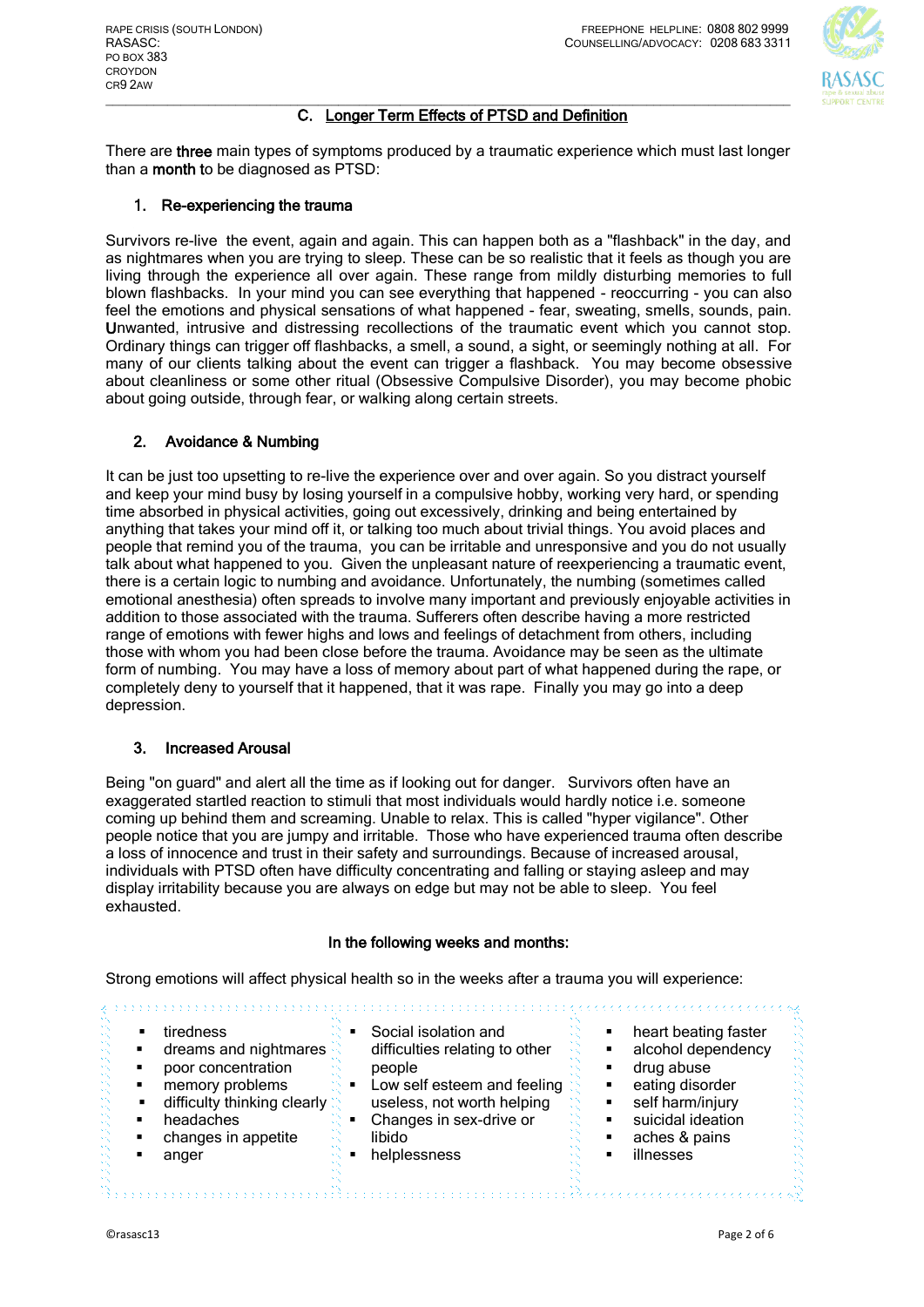## C. Longer Term Effects of PTSD and Definition

There are **three** main types of symptoms produced by a traumatic experience which must last longer than a **month** to be diagnosed as PTSD:

### 1. Re-experiencing the trauma

Survivors re-live the event, again and again. This can happen both as a "flashback" in the day, and as nightmares when you are trying to sleep. These can be so realistic that it feels as though you are living through the experience all over again. These range from mildly disturbing memories to full blown flashbacks. In your mind you can see everything that happened - reoccurring - you can also feel the emotions and physical sensations of what happened - fear, sweating, smells, sounds, pain. **U**nwanted, intrusive and distressing recollections of the traumatic event which you cannot stop. Ordinary things can trigger off flashbacks, a smell, a sound, a sight, or seemingly nothing at all. For many of our clients talking about the event can trigger a flashback. You may become obsessive about cleanliness or some other ritual (Obsessive Compulsive Disorder), you may become phobic about going outside, through fear, or walking along certain streets.

### 2. Avoidance & Numbing

It can be just too upsetting to re-live the experience over and over again. So you distract yourself and keep your mind busy by losing yourself in a compulsive hobby, working very hard, or spending time absorbed in physical activities, going out excessively, drinking and being entertained by anything that takes your mind off it, or talking too much about trivial things. You avoid places and people that remind you of the trauma, you can be irritable and unresponsive and you do not usually talk about what happened to you. Given the unpleasant nature of reexperiencing a traumatic event, there is a certain logic to numbing and avoidance. Unfortunately, the numbing (sometimes called emotional anesthesia) often spreads to involve many important and previously enjoyable activities in addition to those associated with the trauma. Sufferers often describe having a more restricted range of emotions with fewer highs and lows and feelings of detachment from others, including those with whom you had been close before the trauma. Avoidance may be seen as the ultimate form of numbing. You may have a loss of memory about part of what happened during the rape, or completely deny to yourself that it happened, that it was rape. Finally you may go into a deep depression.

### 3. Increased Arousal

Being "on guard" and alert all the time as if looking out for danger. Survivors often have an exaggerated startled reaction to stimuli that most individuals would hardly notice i.e. someone coming up behind them and screaming. Unable to relax. This is called "hyper vigilance". Other people notice that you are jumpy and irritable. Those who have experienced trauma often describe a loss of innocence and trust in their safety and surroundings. Because of increased arousal, individuals with PTSD often have difficulty concentrating and falling or staying asleep and may display irritability because you are always on edge but may not be able to sleep. You feel exhausted.

**In the following weeks and months:**

Strong emotions will affect physical health so in the weeks after a trauma you will experience:

- tiredness
- dreams and nightmares
- poor concentration
- memory problems
- difficulty thinking clearly
- headaches
- changes in appetite
- anger
- Social isolation and difficulties relating to other people
- Low self esteem and feeling useless, not worth helping
- Changes in sex-drive or libido
- helplessness
- heart beating faster
- alcohol dependency
- drug abuse
- eating disorder
- self harm/injury
- suicidal ideation
- aches & pains
- illnesses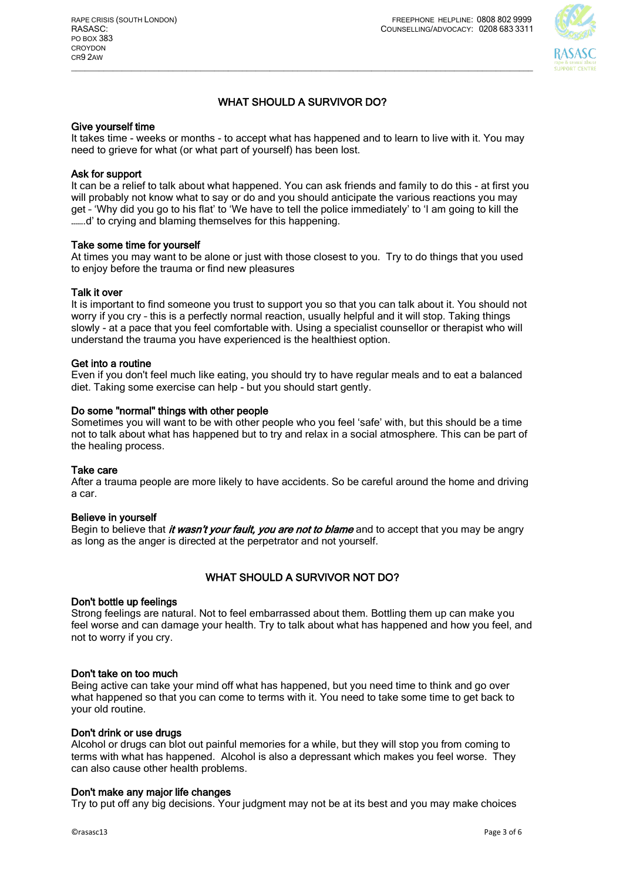## WHAT SHOULD A SURVIVOR DO?

**Give yourself time**
It takes time - weeks or months - to accept what has happened and to learn to live with it. You may need to grieve for what (or what part of yourself) has been lost.

**Ask for support**
It can be a relief to talk about what happened. You can ask friends and family to do this - at first you will probably not know what to say or do and you should anticipate the various reactions you may get – 'Why did you go to his flat' to 'We have to tell the police immediately' to 'I am going to kill the …….d' to crying and blaming themselves for this happening.

**Take some time for yourself**
At times you may want to be alone or just with those closest to you. Try to do things that you used to enjoy before the trauma or find new pleasures

**Talk it over**
It is important to find someone you trust to support you so that you can talk about it. You should not worry if you cry – this is a perfectly normal reaction, usually helpful and it will stop. Taking things slowly - at a pace that you feel comfortable with. Using a specialist counsellor or therapist who will understand the trauma you have experienced is the healthiest option.

**Get into a routine**
Even if you don't feel much like eating, you should try to have regular meals and to eat a balanced diet. Taking some exercise can help - but you should start gently.

**Do some "normal" things with other people**
Sometimes you will want to be with other people who you feel 'safe' with, but this should be a time not to talk about what has happened but to try and relax in a social atmosphere. This can be part of the healing process.

**Take care**
After a trauma people are more likely to have accidents. So be careful around the home and driving a car.

**Believe in yourself**
Begin to believe that ***it wasn't your fault, you are not to blame*** and to accept that you may be angry as long as the anger is directed at the perpetrator and not yourself.

## WHAT SHOULD A SURVIVOR NOT DO?

**Don't bottle up feelings**
Strong feelings are natural. Not to feel embarrassed about them. Bottling them up can make you feel worse and can damage your health. Try to talk about what has happened and how you feel, and not to worry if you cry.

**Don't take on too much**
Being active can take your mind off what has happened, but you need time to think and go over what happened so that you can come to terms with it. You need to take some time to get back to your old routine.

**Don't drink or use drugs**
Alcohol or drugs can blot out painful memories for a while, but they will stop you from coming to terms with what has happened. Alcohol is also a depressant which makes you feel worse. They can also cause other health problems.

**Don't make any major life changes**
Try to put off any big decisions. Your judgment may not be at its best and you may make choices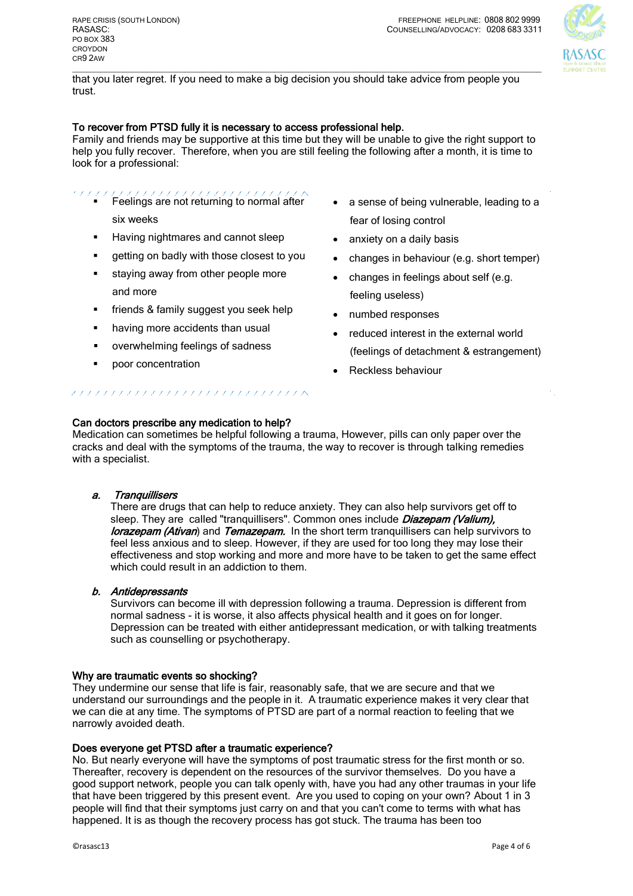that you later regret. If you need to make a big decision you should take advice from people you trust.

**To recover from PTSD fully it is necessary to access professional help.**
Family and friends may be supportive at this time but they will be unable to give the right support to help you fully recover. Therefore, when you are still feeling the following after a month, it is time to look for a professional:

- Feelings are not returning to normal after six weeks
- Having nightmares and cannot sleep
- getting on badly with those closest to you
- staying away from other people more and more
- friends & family suggest you seek help
- having more accidents than usual
- overwhelming feelings of sadness
- poor concentration

- a sense of being vulnerable, leading to a fear of losing control
- anxiety on a daily basis
- changes in behaviour (e.g. short temper)
- changes in feelings about self (e.g. feeling useless)
- numbed responses
- reduced interest in the external world (feelings of detachment & estrangement)
- Reckless behaviour

**Can doctors prescribe any medication to help?**
Medication can sometimes be helpful following a trauma, However, pills can only paper over the cracks and deal with the symptoms of the trauma, the way to recover is through talking remedies with a specialist.

***a. Tranquillisers***
There are drugs that can help to reduce anxiety. They can also help survivors get off to sleep. They are called "tranquillisers". Common ones include ***Diazepam (Valium), lorazepam (Ativan***) and ***Temazepam.*** In the short term tranquillisers can help survivors to feel less anxious and to sleep. However, if they are used for too long they may lose their effectiveness and stop working and more and more have to be taken to get the same effect which could result in an addiction to them.

***b. Antidepressants***
Survivors can become ill with depression following a trauma. Depression is different from normal sadness - it is worse, it also affects physical health and it goes on for longer. Depression can be treated with either antidepressant medication, or with talking treatments such as counselling or psychotherapy.

**Why are traumatic events so shocking?**
They undermine our sense that life is fair, reasonably safe, that we are secure and that we understand our surroundings and the people in it. A traumatic experience makes it very clear that we can die at any time. The symptoms of PTSD are part of a normal reaction to feeling that we narrowly avoided death.

**Does everyone get PTSD after a traumatic experience?**
No. But nearly everyone will have the symptoms of post traumatic stress for the first month or so. Thereafter, recovery is dependent on the resources of the survivor themselves. Do you have a good support network, people you can talk openly with, have you had any other traumas in your life that have been triggered by this present event. Are you used to coping on your own? About 1 in 3 people will find that their symptoms just carry on and that you can't come to terms with what has happened. It is as though the recovery process has got stuck. The trauma has been too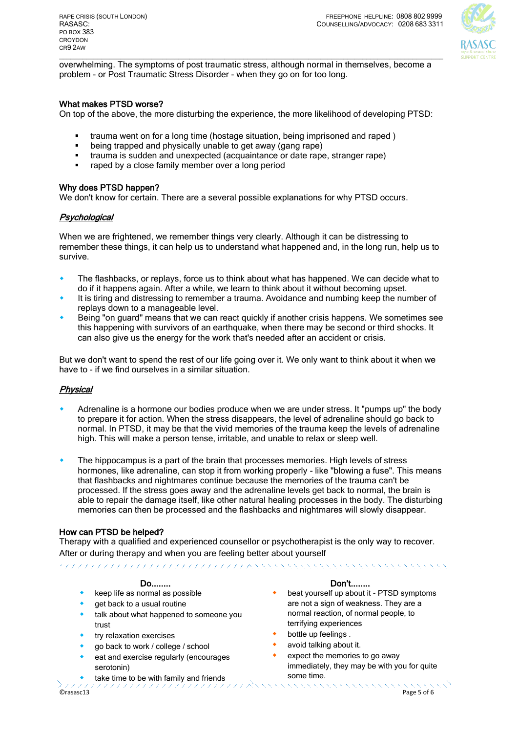overwhelming. The symptoms of post traumatic stress, although normal in themselves, become a problem - or Post Traumatic Stress Disorder - when they go on for too long.

## What makes PTSD worse?

On top of the above, the more disturbing the experience, the more likelihood of developing PTSD:

- trauma went on for a long time (hostage situation, being imprisoned and raped )
- being trapped and physically unable to get away (gang rape)
- trauma is sudden and unexpected (acquaintance or date rape, stranger rape)
- raped by a close family member over a long period

## Why does PTSD happen?

We don't know for certain. There are a several possible explanations for why PTSD occurs.

### *Psychological*

When we are frightened, we remember things very clearly. Although it can be distressing to remember these things, it can help us to understand what happened and, in the long run, help us to survive.

- The flashbacks, or replays, force us to think about what has happened. We can decide what to do if it happens again. After a while, we learn to think about it without becoming upset.
- It is tiring and distressing to remember a trauma. Avoidance and numbing keep the number of replays down to a manageable level.
- Being "on guard" means that we can react quickly if another crisis happens. We sometimes see this happening with survivors of an earthquake, when there may be second or third shocks. It can also give us the energy for the work that's needed after an accident or crisis.

But we don't want to spend the rest of our life going over it. We only want to think about it when we have to - if we find ourselves in a similar situation.

### *Physical*

- Adrenaline is a hormone our bodies produce when we are under stress. It "pumps up" the body to prepare it for action. When the stress disappears, the level of adrenaline should go back to normal. In PTSD, it may be that the vivid memories of the trauma keep the levels of adrenaline high. This will make a person tense, irritable, and unable to relax or sleep well.

- The hippocampus is a part of the brain that processes memories. High levels of stress hormones, like adrenaline, can stop it from working properly - like "blowing a fuse". This means that flashbacks and nightmares continue because the memories of the trauma can't be processed. If the stress goes away and the adrenaline levels get back to normal, the brain is able to repair the damage itself, like other natural healing processes in the body. The disturbing memories can then be processed and the flashbacks and nightmares will slowly disappear.

## How can PTSD be helped?

Therapy with a qualified and experienced counsellor or psychotherapist is the only way to recover. After or during therapy and when you are feeling better about yourself

**Do........**

- keep life as normal as possible
- get back to a usual routine
- talk about what happened to someone you trust
- try relaxation exercises
- go back to work / college / school
- eat and exercise regularly (encourages serotonin)
- take time to be with family and friends

**Don't........**

- beat yourself up about it - PTSD symptoms are not a sign of weakness. They are a normal reaction, of normal people, to terrifying experiences
- bottle up feelings .
- avoid talking about it.
- expect the memories to go away immediately, they may be with you for quite some time.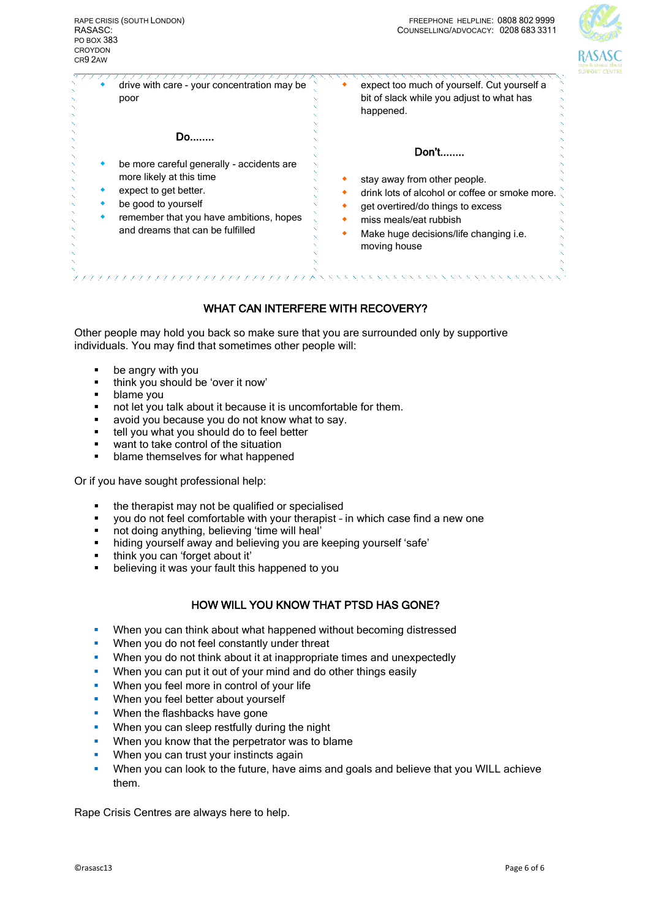- drive with care - your concentration may be poor

**Do........**

- be more careful generally - accidents are more likely at this time
- expect to get better.
- be good to yourself
- remember that you have ambitions, hopes and dreams that can be fulfilled

- expect too much of yourself. Cut yourself a bit of slack while you adjust to what has happened.

**Don't........**

- stay away from other people.
- drink lots of alcohol or coffee or smoke more.
- get overtired/do things to excess
- miss meals/eat rubbish
- Make huge decisions/life changing i.e. moving house

## WHAT CAN INTERFERE WITH RECOVERY?

Other people may hold you back so make sure that you are surrounded only by supportive individuals. You may find that sometimes other people will:

- be angry with you
- think you should be 'over it now'
- blame you
- not let you talk about it because it is uncomfortable for them.
- avoid you because you do not know what to say.
- tell you what you should do to feel better
- want to take control of the situation
- blame themselves for what happened

Or if you have sought professional help:

- the therapist may not be qualified or specialised
- you do not feel comfortable with your therapist – in which case find a new one
- not doing anything, believing 'time will heal'
- hiding yourself away and believing you are keeping yourself 'safe'
- think you can 'forget about it'
- believing it was your fault this happened to you

## HOW WILL YOU KNOW THAT PTSD HAS GONE?

- When you can think about what happened without becoming distressed
- When you do not feel constantly under threat
- When you do not think about it at inappropriate times and unexpectedly
- When you can put it out of your mind and do other things easily
- When you feel more in control of your life
- When you feel better about yourself
- When the flashbacks have gone
- When you can sleep restfully during the night
- When you know that the perpetrator was to blame
- When you can trust your instincts again
- When you can look to the future, have aims and goals and believe that you WILL achieve them.

Rape Crisis Centres are always here to help.